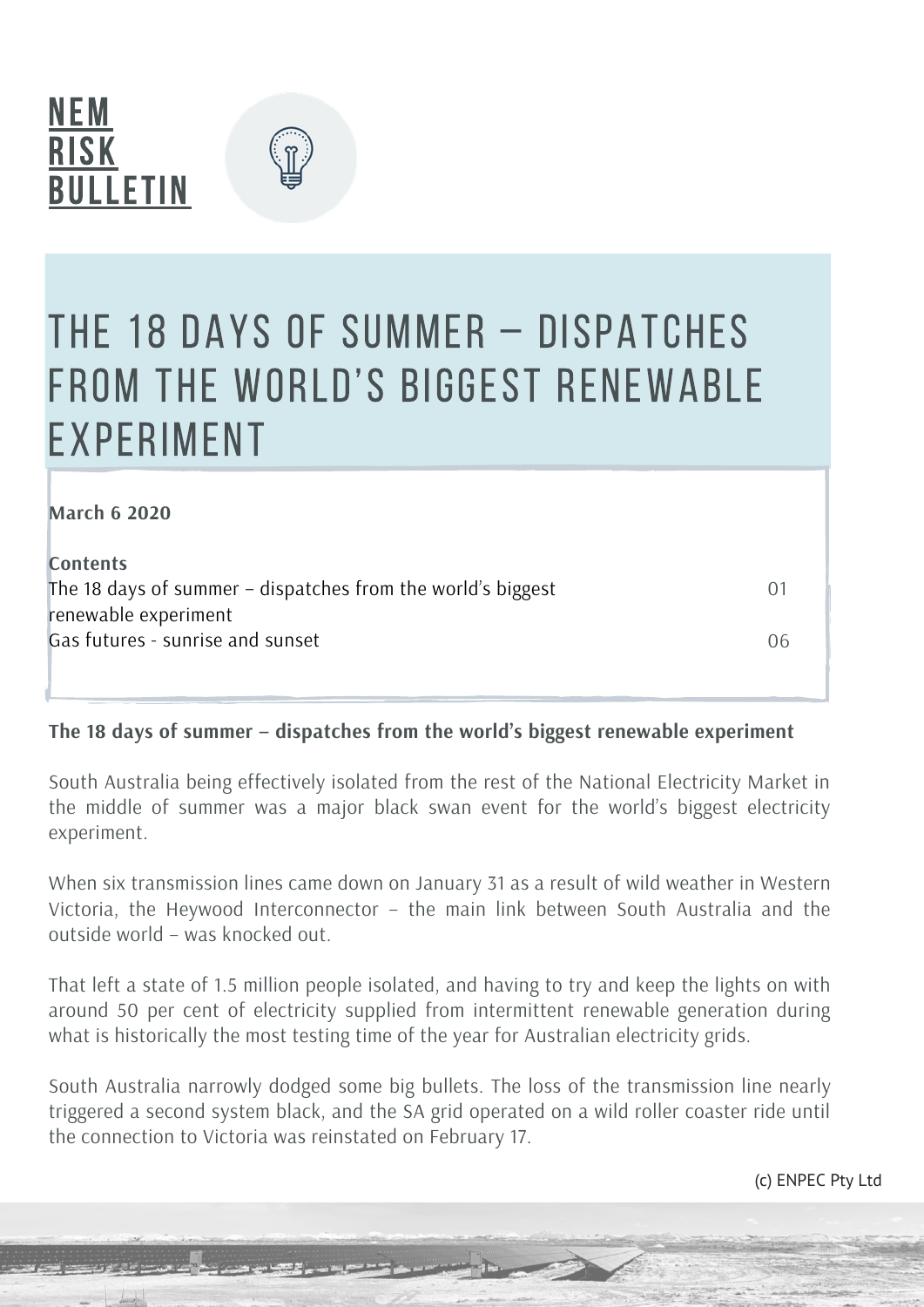# NEM RISK BULLETIN

# THE 18 DAYS OF SUMMER – DISPATCHES FROM THE WORLD'S BIGGEST RENEWABLE EXPERIMENT

**March 6 2020**

**Contents**

| | |
|---|---|
| The 18 days of summer – dispatches from the world's biggest renewable experiment | 01 |
| Gas futures - sunrise and sunset | 06 |

## The 18 days of summer – dispatches from the world's biggest renewable experiment

South Australia being effectively isolated from the rest of the National Electricity Market in the middle of summer was a major black swan event for the world's biggest electricity experiment.

When six transmission lines came down on January 31 as a result of wild weather in Western Victoria, the Heywood Interconnector – the main link between South Australia and the outside world – was knocked out.

That left a state of 1.5 million people isolated, and having to try and keep the lights on with around 50 per cent of electricity supplied from intermittent renewable generation during what is historically the most testing time of the year for Australian electricity grids.

South Australia narrowly dodged some big bullets. The loss of the transmission line nearly triggered a second system black, and the SA grid operated on a wild roller coaster ride until the connection to Victoria was reinstated on February 17.

(c) ENPEC Pty Ltd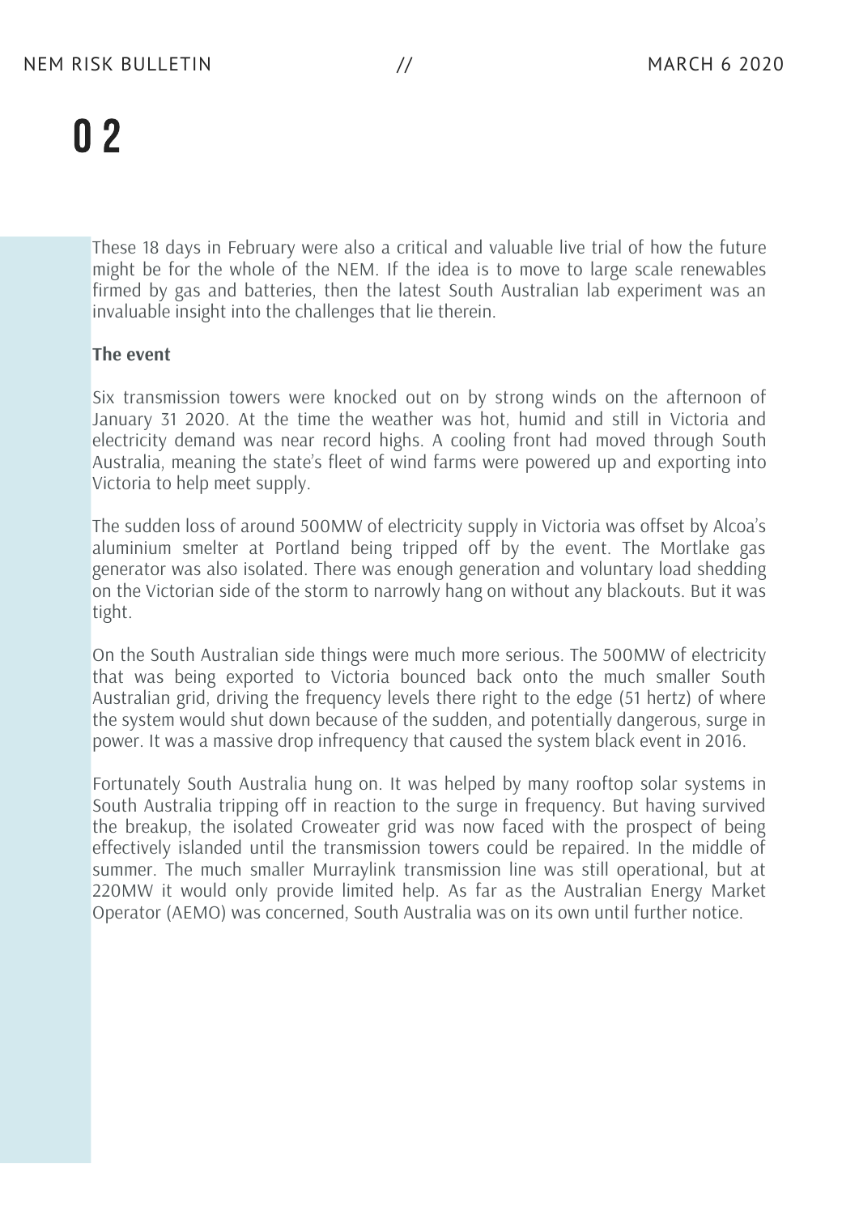These 18 days in February were also a critical and valuable live trial of how the future might be for the whole of the NEM. If the idea is to move to large scale renewables firmed by gas and batteries, then the latest South Australian lab experiment was an invaluable insight into the challenges that lie therein.

**The event**

Six transmission towers were knocked out on by strong winds on the afternoon of January 31 2020. At the time the weather was hot, humid and still in Victoria and electricity demand was near record highs. A cooling front had moved through South Australia, meaning the state's fleet of wind farms were powered up and exporting into Victoria to help meet supply.

The sudden loss of around 500MW of electricity supply in Victoria was offset by Alcoa's aluminium smelter at Portland being tripped off by the event. The Mortlake gas generator was also isolated. There was enough generation and voluntary load shedding on the Victorian side of the storm to narrowly hang on without any blackouts. But it was tight.

On the South Australian side things were much more serious. The 500MW of electricity that was being exported to Victoria bounced back onto the much smaller South Australian grid, driving the frequency levels there right to the edge (51 hertz) of where the system would shut down because of the sudden, and potentially dangerous, surge in power. It was a massive drop infrequency that caused the system black event in 2016.

Fortunately South Australia hung on. It was helped by many rooftop solar systems in South Australia tripping off in reaction to the surge in frequency. But having survived the breakup, the isolated Croweater grid was now faced with the prospect of being effectively islanded until the transmission towers could be repaired. In the middle of summer. The much smaller Murraylink transmission line was still operational, but at 220MW it would only provide limited help. As far as the Australian Energy Market Operator (AEMO) was concerned, South Australia was on its own until further notice.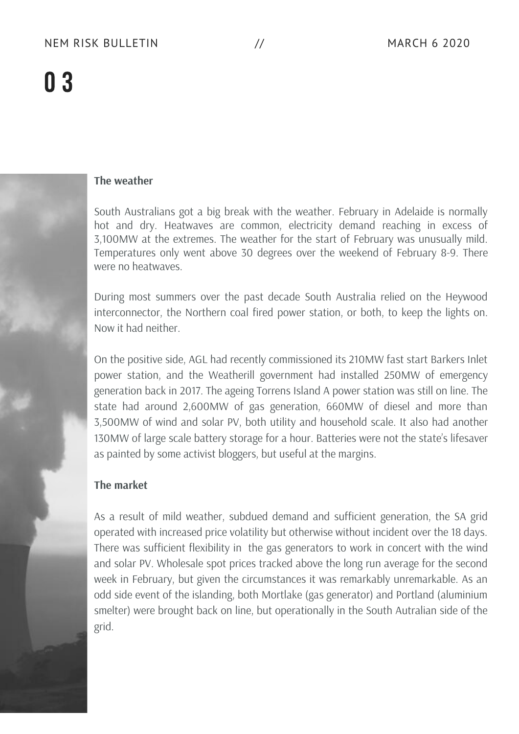## The weather

South Australians got a big break with the weather. February in Adelaide is normally hot and dry. Heatwaves are common, electricity demand reaching in excess of 3,100MW at the extremes. The weather for the start of February was unusually mild. Temperatures only went above 30 degrees over the weekend of February 8-9. There were no heatwaves.

During most summers over the past decade South Australia relied on the Heywood interconnector, the Northern coal fired power station, or both, to keep the lights on. Now it had neither.

On the positive side, AGL had recently commissioned its 210MW fast start Barkers Inlet power station, and the Weatherill government had installed 250MW of emergency generation back in 2017. The ageing Torrens Island A power station was still on line. The state had around 2,600MW of gas generation, 660MW of diesel and more than 3,500MW of wind and solar PV, both utility and household scale. It also had another 130MW of large scale battery storage for a hour. Batteries were not the state's lifesaver as painted by some activist bloggers, but useful at the margins.

## The market

As a result of mild weather, subdued demand and sufficient generation, the SA grid operated with increased price volatility but otherwise without incident over the 18 days. There was sufficient flexibility in the gas generators to work in concert with the wind and solar PV. Wholesale spot prices tracked above the long run average for the second week in February, but given the circumstances it was remarkably unremarkable. As an odd side event of the islanding, both Mortlake (gas generator) and Portland (aluminium smelter) were brought back on line, but operationally in the South Autralian side of the grid.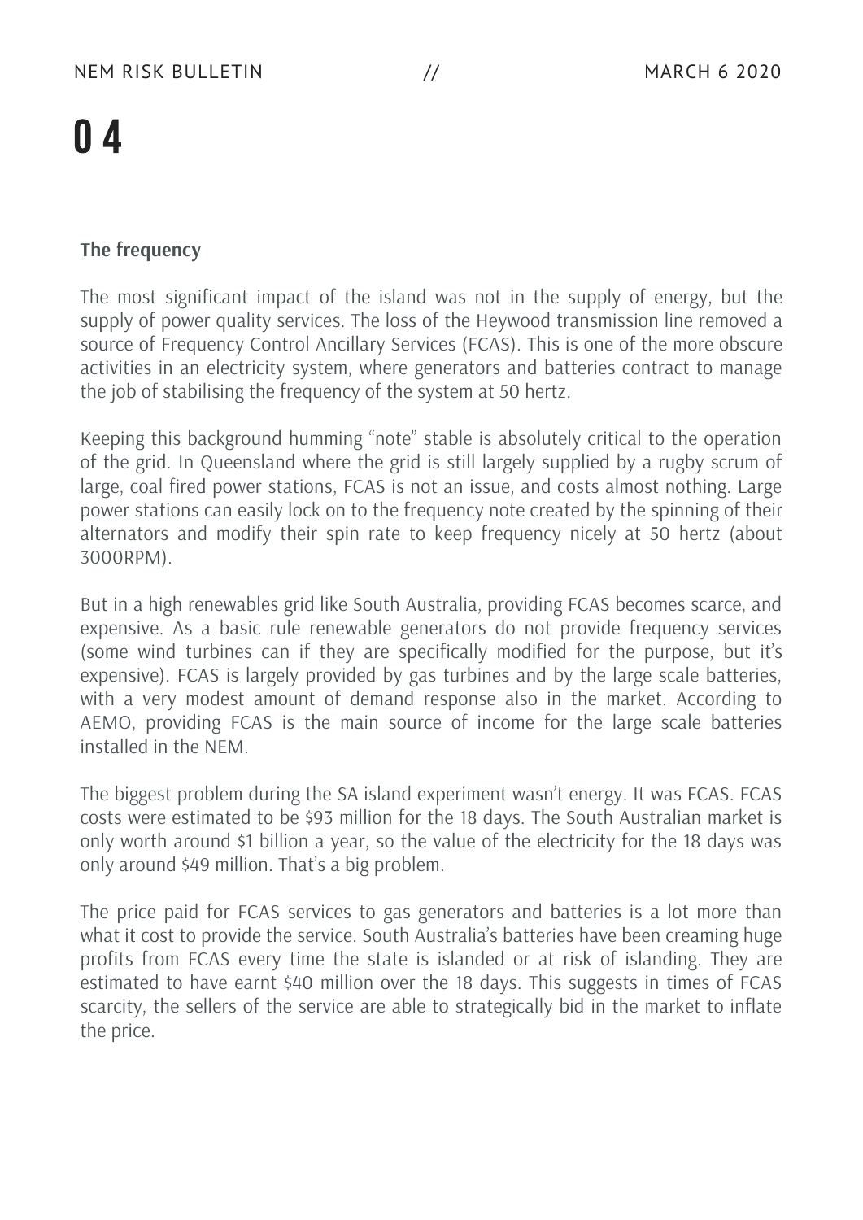# 04

**The frequency**

The most significant impact of the island was not in the supply of energy, but the supply of power quality services. The loss of the Heywood transmission line removed a source of Frequency Control Ancillary Services (FCAS). This is one of the more obscure activities in an electricity system, where generators and batteries contract to manage the job of stabilising the frequency of the system at 50 hertz.

Keeping this background humming "note" stable is absolutely critical to the operation of the grid. In Queensland where the grid is still largely supplied by a rugby scrum of large, coal fired power stations, FCAS is not an issue, and costs almost nothing. Large power stations can easily lock on to the frequency note created by the spinning of their alternators and modify their spin rate to keep frequency nicely at 50 hertz (about 3000RPM).

But in a high renewables grid like South Australia, providing FCAS becomes scarce, and expensive. As a basic rule renewable generators do not provide frequency services (some wind turbines can if they are specifically modified for the purpose, but it's expensive). FCAS is largely provided by gas turbines and by the large scale batteries, with a very modest amount of demand response also in the market. According to AEMO, providing FCAS is the main source of income for the large scale batteries installed in the NEM.

The biggest problem during the SA island experiment wasn't energy. It was FCAS. FCAS costs were estimated to be $93 million for the 18 days. The South Australian market is only worth around $1 billion a year, so the value of the electricity for the 18 days was only around $49 million. That's a big problem.

The price paid for FCAS services to gas generators and batteries is a lot more than what it cost to provide the service. South Australia's batteries have been creaming huge profits from FCAS every time the state is islanded or at risk of islanding. They are estimated to have earnt $40 million over the 18 days. This suggests in times of FCAS scarcity, the sellers of the service are able to strategically bid in the market to inflate the price.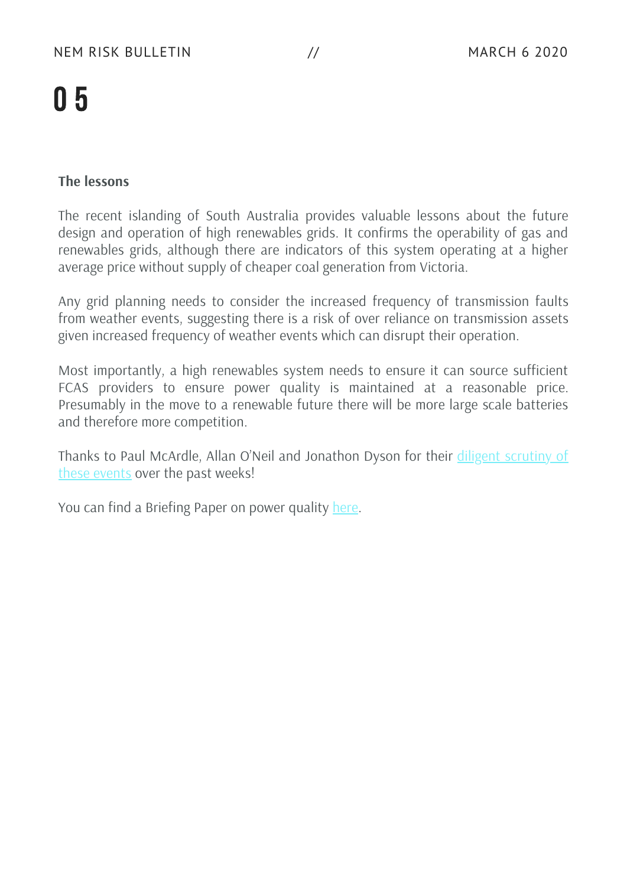# 05

## The lessons

The recent islanding of South Australia provides valuable lessons about the future design and operation of high renewables grids. It confirms the operability of gas and renewables grids, although there are indicators of this system operating at a higher average price without supply of cheaper coal generation from Victoria.

Any grid planning needs to consider the increased frequency of transmission faults from weather events, suggesting there is a risk of over reliance on transmission assets given increased frequency of weather events which can disrupt their operation.

Most importantly, a high renewables system needs to ensure it can source sufficient FCAS providers to ensure power quality is maintained at a reasonable price. Presumably in the move to a renewable future there will be more large scale batteries and therefore more competition.

Thanks to Paul McArdle, Allan O'Neil and Jonathon Dyson for their diligent scrutiny of these events over the past weeks!

You can find a Briefing Paper on power quality here.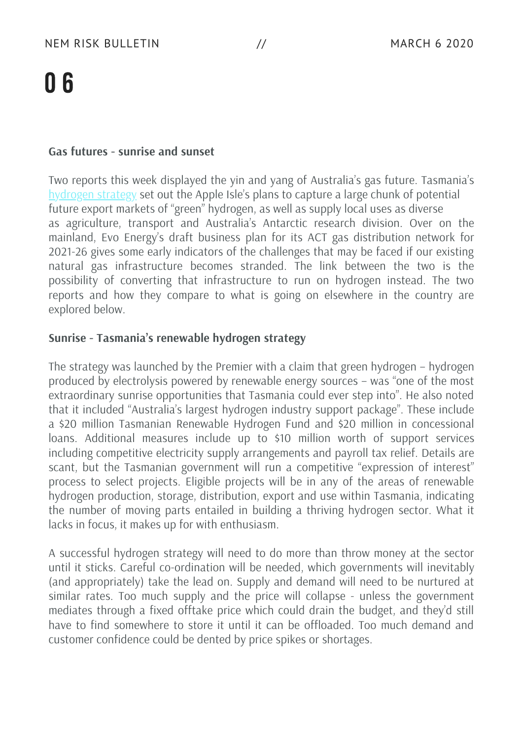## Gas futures - sunrise and sunset

Two reports this week displayed the yin and yang of Australia's gas future. Tasmania's hydrogen strategy set out the Apple Isle's plans to capture a large chunk of potential future export markets of "green" hydrogen, as well as supply local uses as diverse as agriculture, transport and Australia's Antarctic research division. Over on the mainland, Evo Energy's draft business plan for its ACT gas distribution network for 2021-26 gives some early indicators of the challenges that may be faced if our existing natural gas infrastructure becomes stranded. The link between the two is the possibility of converting that infrastructure to run on hydrogen instead. The two reports and how they compare to what is going on elsewhere in the country are explored below.

### Sunrise - Tasmania's renewable hydrogen strategy

The strategy was launched by the Premier with a claim that green hydrogen – hydrogen produced by electrolysis powered by renewable energy sources – was "one of the most extraordinary sunrise opportunities that Tasmania could ever step into". He also noted that it included "Australia's largest hydrogen industry support package". These include a $20 million Tasmanian Renewable Hydrogen Fund and $20 million in concessional loans. Additional measures include up to $10 million worth of support services including competitive electricity supply arrangements and payroll tax relief. Details are scant, but the Tasmanian government will run a competitive "expression of interest" process to select projects. Eligible projects will be in any of the areas of renewable hydrogen production, storage, distribution, export and use within Tasmania, indicating the number of moving parts entailed in building a thriving hydrogen sector. What it lacks in focus, it makes up for with enthusiasm.

A successful hydrogen strategy will need to do more than throw money at the sector until it sticks. Careful co-ordination will be needed, which governments will inevitably (and appropriately) take the lead on. Supply and demand will need to be nurtured at similar rates. Too much supply and the price will collapse - unless the government mediates through a fixed offtake price which could drain the budget, and they'd still have to find somewhere to store it until it can be offloaded. Too much demand and customer confidence could be dented by price spikes or shortages.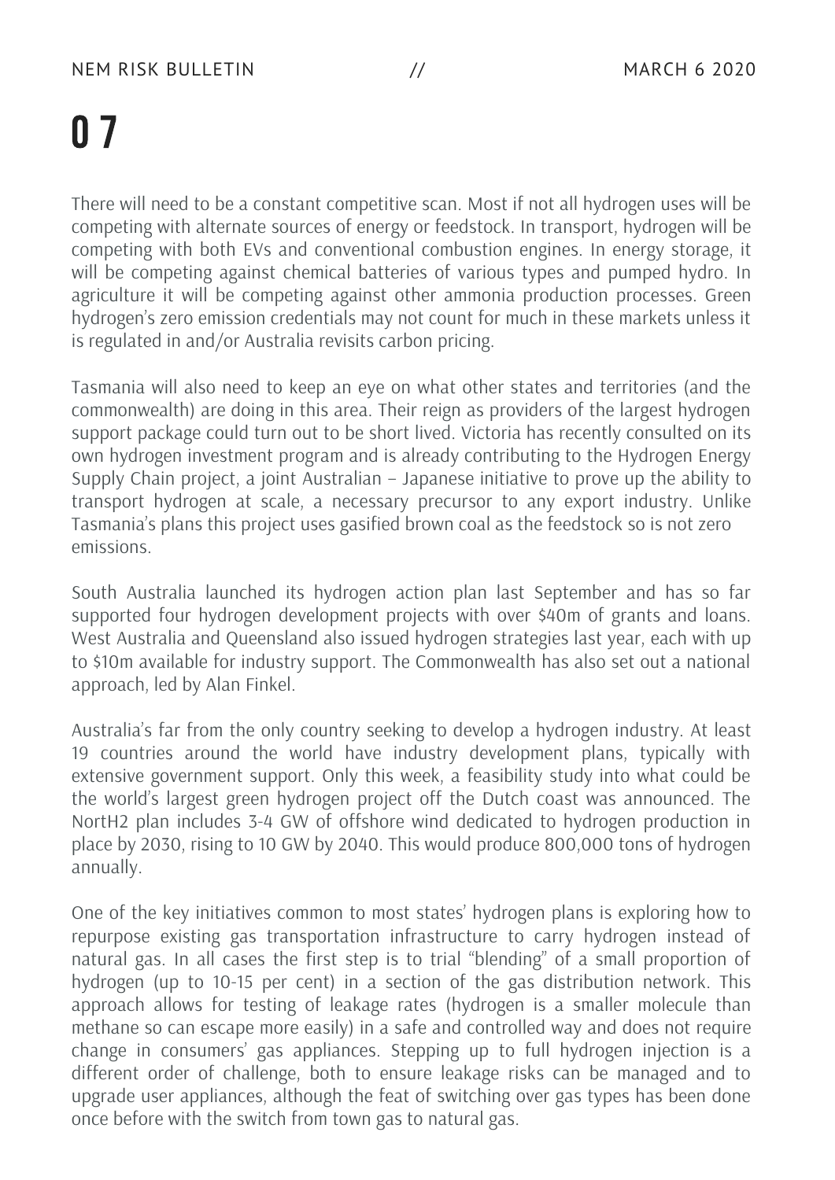There will need to be a constant competitive scan. Most if not all hydrogen uses will be competing with alternate sources of energy or feedstock. In transport, hydrogen will be competing with both EVs and conventional combustion engines. In energy storage, it will be competing against chemical batteries of various types and pumped hydro. In agriculture it will be competing against other ammonia production processes. Green hydrogen's zero emission credentials may not count for much in these markets unless it is regulated in and/or Australia revisits carbon pricing.

Tasmania will also need to keep an eye on what other states and territories (and the commonwealth) are doing in this area. Their reign as providers of the largest hydrogen support package could turn out to be short lived. Victoria has recently consulted on its own hydrogen investment program and is already contributing to the Hydrogen Energy Supply Chain project, a joint Australian – Japanese initiative to prove up the ability to transport hydrogen at scale, a necessary precursor to any export industry. Unlike Tasmania's plans this project uses gasified brown coal as the feedstock so is not zero emissions.

South Australia launched its hydrogen action plan last September and has so far supported four hydrogen development projects with over $40m of grants and loans. West Australia and Queensland also issued hydrogen strategies last year, each with up to $10m available for industry support. The Commonwealth has also set out a national approach, led by Alan Finkel.

Australia's far from the only country seeking to develop a hydrogen industry. At least 19 countries around the world have industry development plans, typically with extensive government support. Only this week, a feasibility study into what could be the world's largest green hydrogen project off the Dutch coast was announced. The NortH2 plan includes 3-4 GW of offshore wind dedicated to hydrogen production in place by 2030, rising to 10 GW by 2040. This would produce 800,000 tons of hydrogen annually.

One of the key initiatives common to most states' hydrogen plans is exploring how to repurpose existing gas transportation infrastructure to carry hydrogen instead of natural gas. In all cases the first step is to trial "blending" of a small proportion of hydrogen (up to 10-15 per cent) in a section of the gas distribution network. This approach allows for testing of leakage rates (hydrogen is a smaller molecule than methane so can escape more easily) in a safe and controlled way and does not require change in consumers' gas appliances. Stepping up to full hydrogen injection is a different order of challenge, both to ensure leakage risks can be managed and to upgrade user appliances, although the feat of switching over gas types has been done once before with the switch from town gas to natural gas.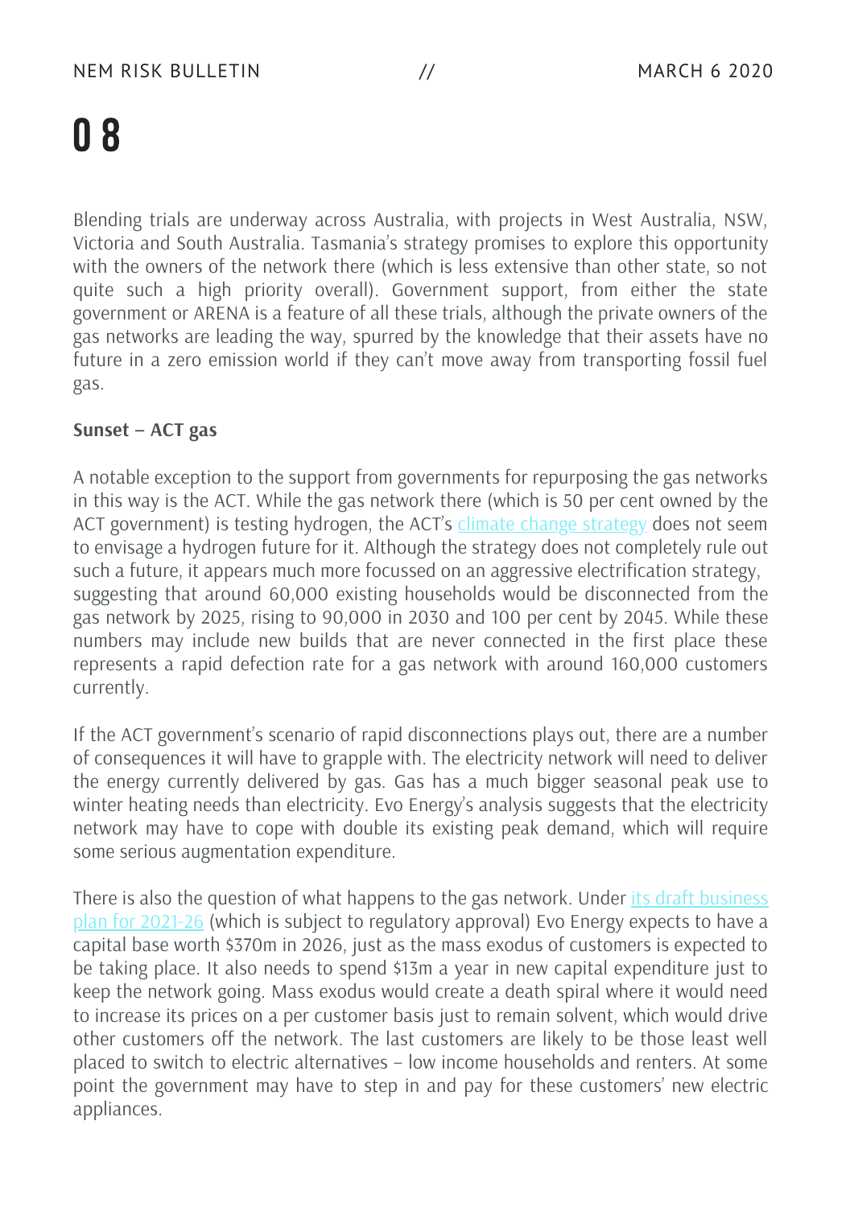Blending trials are underway across Australia, with projects in West Australia, NSW, Victoria and South Australia. Tasmania's strategy promises to explore this opportunity with the owners of the network there (which is less extensive than other state, so not quite such a high priority overall). Government support, from either the state government or ARENA is a feature of all these trials, although the private owners of the gas networks are leading the way, spurred by the knowledge that their assets have no future in a zero emission world if they can't move away from transporting fossil fuel gas.

**Sunset – ACT gas**

A notable exception to the support from governments for repurposing the gas networks in this way is the ACT. While the gas network there (which is 50 per cent owned by the ACT government) is testing hydrogen, the ACT's climate change strategy does not seem to envisage a hydrogen future for it. Although the strategy does not completely rule out such a future, it appears much more focussed on an aggressive electrification strategy, suggesting that around 60,000 existing households would be disconnected from the gas network by 2025, rising to 90,000 in 2030 and 100 per cent by 2045. While these numbers may include new builds that are never connected in the first place these represents a rapid defection rate for a gas network with around 160,000 customers currently.

If the ACT government's scenario of rapid disconnections plays out, there are a number of consequences it will have to grapple with. The electricity network will need to deliver the energy currently delivered by gas. Gas has a much bigger seasonal peak use to winter heating needs than electricity. Evo Energy's analysis suggests that the electricity network may have to cope with double its existing peak demand, which will require some serious augmentation expenditure.

There is also the question of what happens to the gas network. Under its draft business plan for 2021-26 (which is subject to regulatory approval) Evo Energy expects to have a capital base worth $370m in 2026, just as the mass exodus of customers is expected to be taking place. It also needs to spend $13m a year in new capital expenditure just to keep the network going. Mass exodus would create a death spiral where it would need to increase its prices on a per customer basis just to remain solvent, which would drive other customers off the network. The last customers are likely to be those least well placed to switch to electric alternatives – low income households and renters. At some point the government may have to step in and pay for these customers' new electric appliances.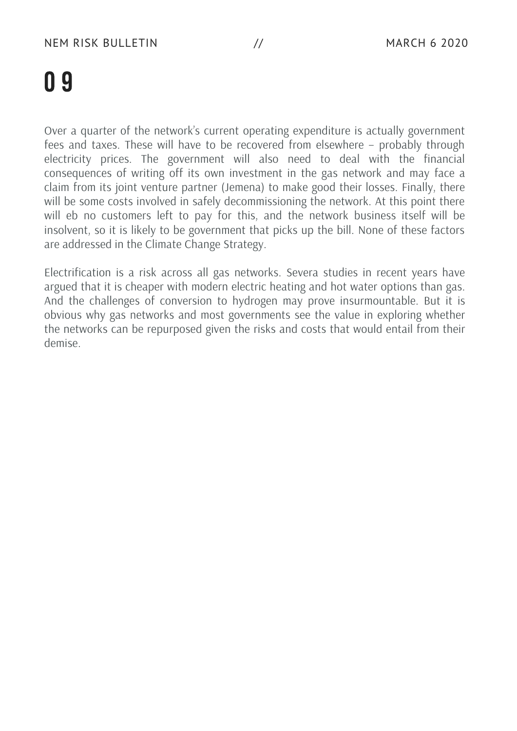Over a quarter of the network's current operating expenditure is actually government fees and taxes. These will have to be recovered from elsewhere – probably through electricity prices. The government will also need to deal with the financial consequences of writing off its own investment in the gas network and may face a claim from its joint venture partner (Jemena) to make good their losses. Finally, there will be some costs involved in safely decommissioning the network. At this point there will eb no customers left to pay for this, and the network business itself will be insolvent, so it is likely to be government that picks up the bill. None of these factors are addressed in the Climate Change Strategy.

Electrification is a risk across all gas networks. Severa studies in recent years have argued that it is cheaper with modern electric heating and hot water options than gas. And the challenges of conversion to hydrogen may prove insurmountable. But it is obvious why gas networks and most governments see the value in exploring whether the networks can be repurposed given the risks and costs that would entail from their demise.